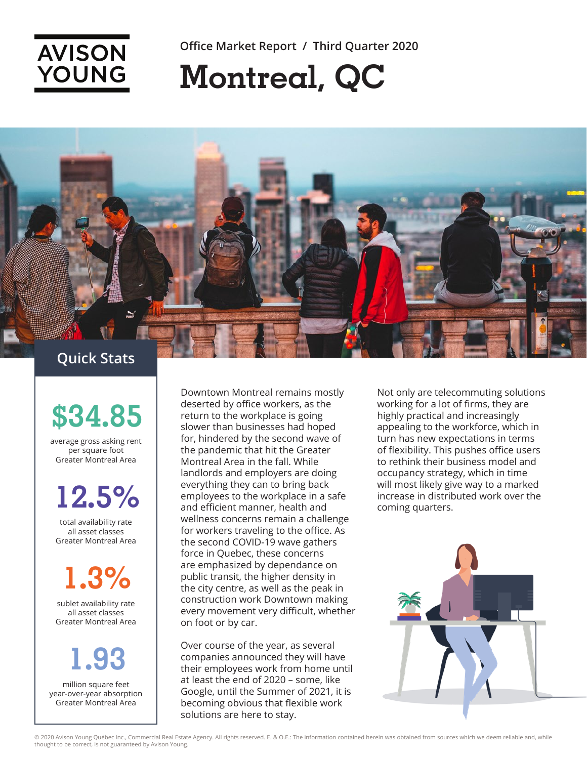AVISON YOUNG

Office Market Report / Third Quarter 2020

# Montreal, QC

## Quick Stats

**$34.85**
average gross asking rent per square foot Greater Montreal Area

**12.5%**
total availability rate all asset classes Greater Montreal Area

**1.3%**
sublet availability rate all asset classes Greater Montreal Area

**1.93**
million square feet year-over-year absorption Greater Montreal Area

Downtown Montreal remains mostly deserted by office workers, as the return to the workplace is going slower than businesses had hoped for, hindered by the second wave of the pandemic that hit the Greater Montreal Area in the fall. While landlords and employers are doing everything they can to bring back employees to the workplace in a safe and efficient manner, health and wellness concerns remain a challenge for workers traveling to the office. As the second COVID-19 wave gathers force in Quebec, these concerns are emphasized by dependance on public transit, the higher density in the city centre, as well as the peak in construction work Downtown making every movement very difficult, whether on foot or by car.

Over course of the year, as several companies announced they will have their employees work from home until at least the end of 2020 – some, like Google, until the Summer of 2021, it is becoming obvious that flexible work solutions are here to stay.

Not only are telecommuting solutions working for a lot of firms, they are highly practical and increasingly appealing to the workforce, which in turn has new expectations in terms of flexibility. This pushes office users to rethink their business model and occupancy strategy, which in time will most likely give way to a marked increase in distributed work over the coming quarters.

© 2020 Avison Young Québec Inc., Commercial Real Estate Agency. All rights reserved. E. & O.E.: The information contained herein was obtained from sources which we deem reliable and, while thought to be correct, is not guaranteed by Avison Young.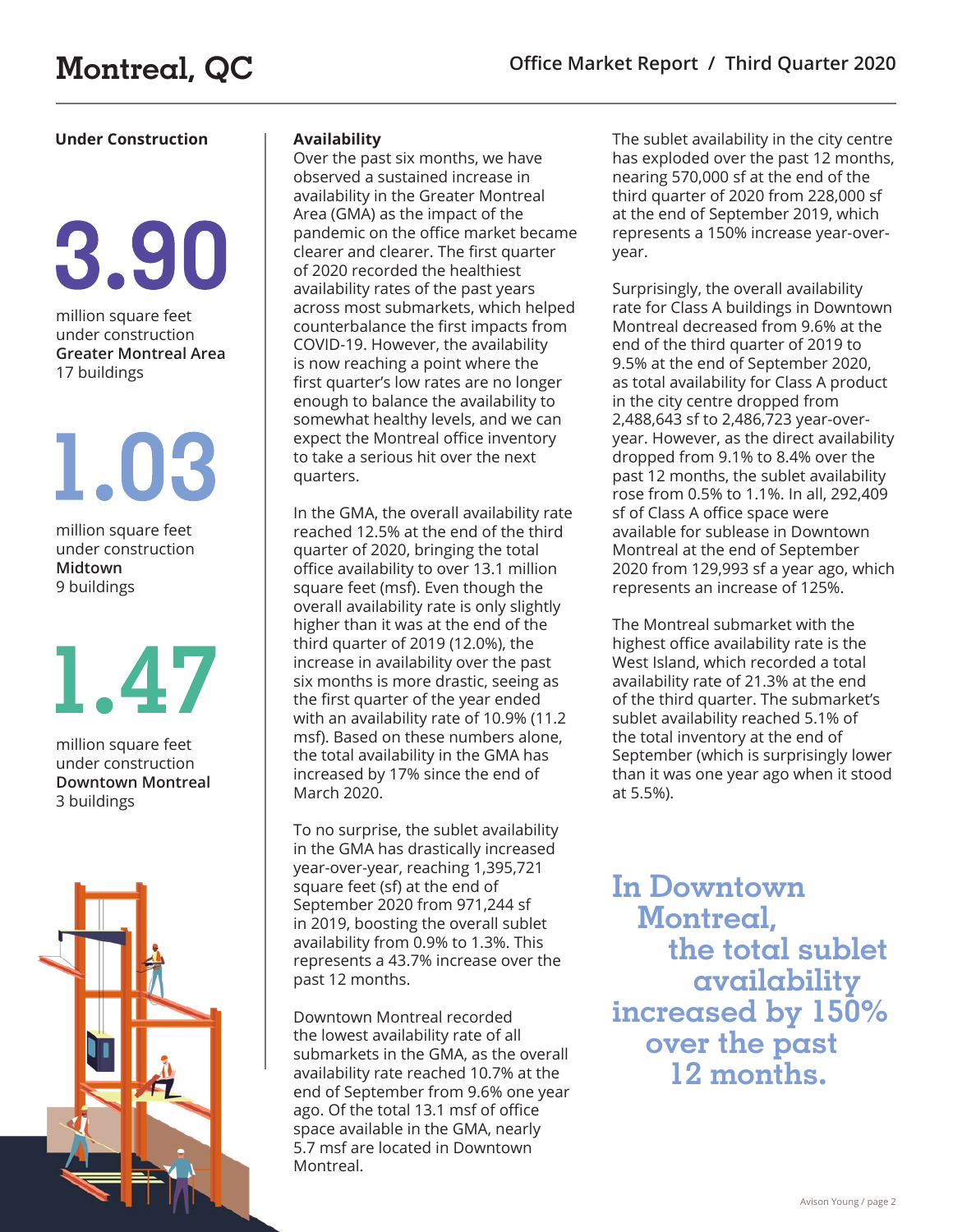# Montreal, QC

## Office Market Report / Third Quarter 2020

### Under Construction

**3.90**

million square feet under construction
**Greater Montreal Area**
17 buildings

**1.03**

million square feet under construction
**Midtown**
9 buildings

**1.47**

million square feet under construction
**Downtown Montreal**
3 buildings

### Availability

Over the past six months, we have observed a sustained increase in availability in the Greater Montreal Area (GMA) as the impact of the pandemic on the office market became clearer and clearer. The first quarter of 2020 recorded the healthiest availability rates of the past years across most submarkets, which helped counterbalance the first impacts from COVID-19. However, the availability is now reaching a point where the first quarter's low rates are no longer enough to balance the availability to somewhat healthy levels, and we can expect the Montreal office inventory to take a serious hit over the next quarters.

In the GMA, the overall availability rate reached 12.5% at the end of the third quarter of 2020, bringing the total office availability to over 13.1 million square feet (msf). Even though the overall availability rate is only slightly higher than it was at the end of the third quarter of 2019 (12.0%), the increase in availability over the past six months is more drastic, seeing as the first quarter of the year ended with an availability rate of 10.9% (11.2 msf). Based on these numbers alone, the total availability in the GMA has increased by 17% since the end of March 2020.

To no surprise, the sublet availability in the GMA has drastically increased year-over-year, reaching 1,395,721 square feet (sf) at the end of September 2020 from 971,244 sf in 2019, boosting the overall sublet availability from 0.9% to 1.3%. This represents a 43.7% increase over the past 12 months.

Downtown Montreal recorded the lowest availability rate of all submarkets in the GMA, as the overall availability rate reached 10.7% at the end of September from 9.6% one year ago. Of the total 13.1 msf of office space available in the GMA, nearly 5.7 msf are located in Downtown Montreal.

The sublet availability in the city centre has exploded over the past 12 months, nearing 570,000 sf at the end of the third quarter of 2020 from 228,000 sf at the end of September 2019, which represents a 150% increase year-over-year.

Surprisingly, the overall availability rate for Class A buildings in Downtown Montreal decreased from 9.6% at the end of the third quarter of 2019 to 9.5% at the end of September 2020, as total availability for Class A product in the city centre dropped from 2,488,643 sf to 2,486,723 sf year-over-year. However, as the direct availability dropped from 9.1% to 8.4% over the past 12 months, the sublet availability rose from 0.5% to 1.1%. In all, 292,409 sf of Class A office space were available for sublease in Downtown Montreal at the end of September 2020 from 129,993 sf a year ago, which represents an increase of 125%.

The Montreal submarket with the highest office availability rate is the West Island, which recorded a total availability rate of 21.3% at the end of the third quarter. The submarket's sublet availability reached 5.1% of the total inventory at the end of September (which is surprisingly lower than it was one year ago when it stood at 5.5%).

**In Downtown Montreal, the total sublet availability increased by 150% over the past 12 months.**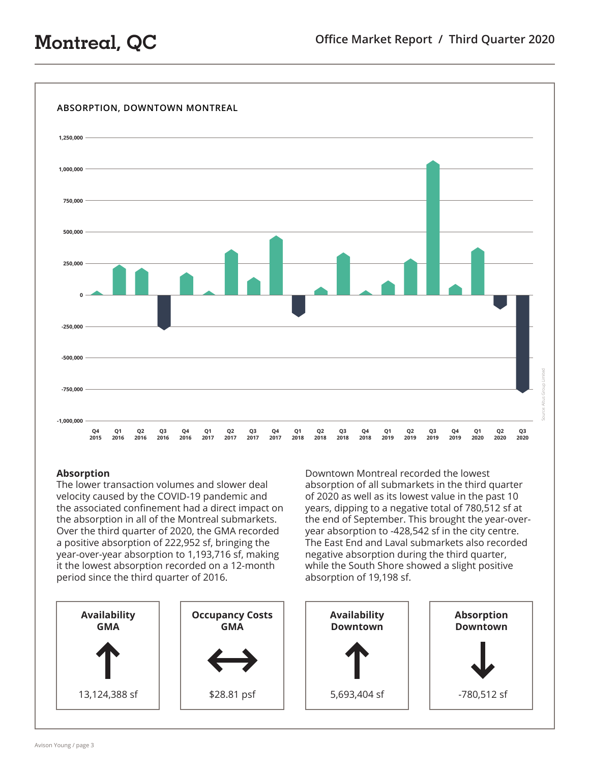## ABSORPTION, DOWNTOWN MONTREAL

### Absorption

The lower transaction volumes and slower deal velocity caused by the COVID-19 pandemic and the associated confinement had a direct impact on the absorption in all of the Montreal submarkets. Over the third quarter of 2020, the GMA recorded a positive absorption of 222,952 sf, bringing the year-over-year absorption to 1,193,716 sf, making it the lowest absorption recorded on a 12-month period since the third quarter of 2016.

Downtown Montreal recorded the lowest absorption of all submarkets in the third quarter of 2020 as well as its lowest value in the past 10 years, dipping to a negative total of 780,512 sf at the end of September. This brought the year-over-year absorption to -428,542 sf in the city centre. The East End and Laval submarkets also recorded negative absorption during the third quarter, while the South Shore showed a slight positive absorption of 19,198 sf.

| Availability GMA | Occupancy Costs GMA | Availability Downtown | Absorption Downtown |
|---|---|---|---|
| ↑ | ↔ | ↑ | ↓ |
| 13,124,388 sf | $28.81 psf | 5,693,404 sf | -780,512 sf |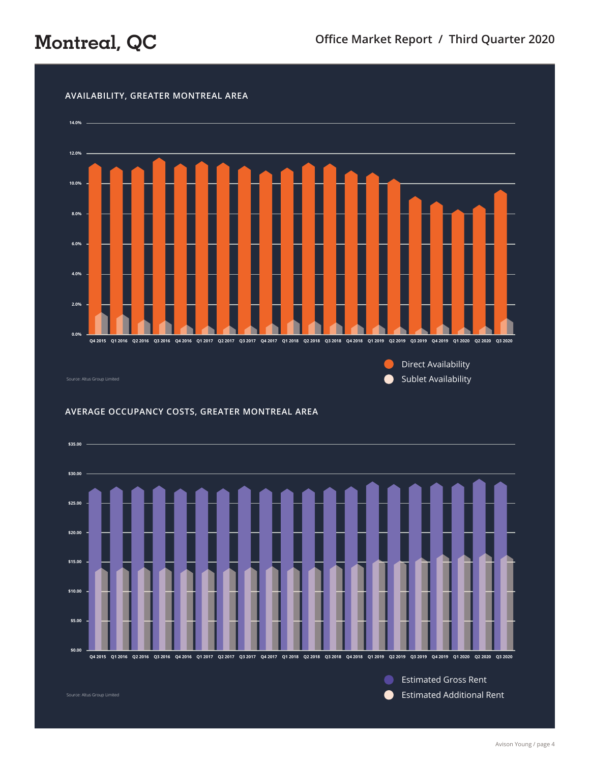# Montreal, QC

Office Market Report / Third Quarter 2020

## AVAILABILITY, GREATER MONTREAL AREA

14.0%
12.0%
10.0%
8.0%
6.0%
4.0%
2.0%
0.0%

Q4 2015 | Q1 2016 | Q2 2016 | Q3 2016 | Q4 2016 | Q1 2017 | Q2 2017 | Q3 2017 | Q4 2017 | Q1 2018 | Q2 2018 | Q3 2018 | Q4 2018 | Q1 2019 | Q2 2019 | Q3 2019 | Q4 2019 | Q1 2020 | Q2 2020 | Q3 2020

Direct Availability
Sublet Availability

Source: Altus Group Limited

## AVERAGE OCCUPANCY COSTS, GREATER MONTREAL AREA

$35.00
$30.00
$25.00
$20.00
$15.00
$10.00
$5.00
$0.00

Q4 2015 | Q1 2016 | Q2 2016 | Q3 2016 | Q4 2016 | Q1 2017 | Q2 2017 | Q3 2017 | Q4 2017 | Q1 2018 | Q2 2018 | Q3 2018 | Q4 2018 | Q1 2019 | Q2 2019 | Q3 2019 | Q4 2019 | Q1 2020 | Q2 2020 | Q3 2020

Estimated Gross Rent
Estimated Additional Rent

Source: Altus Group Limited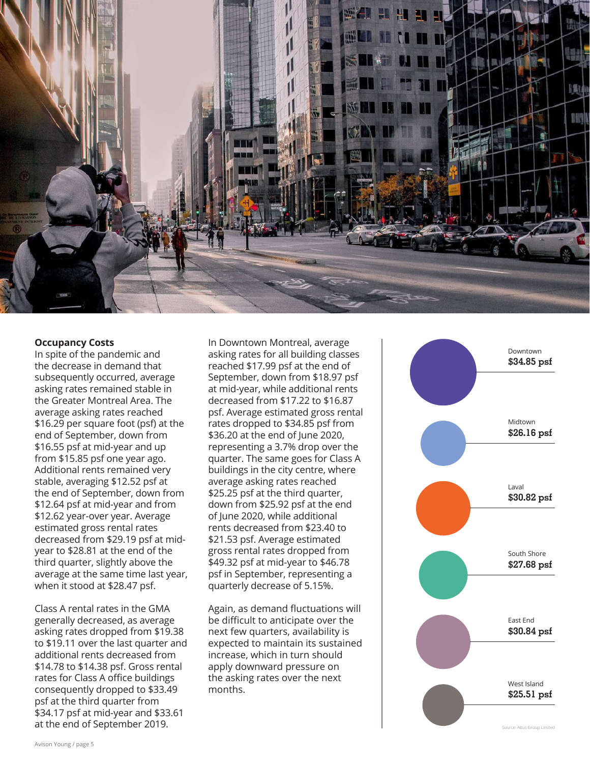### Occupancy Costs

In spite of the pandemic and the decrease in demand that subsequently occurred, average asking rates remained stable in the Greater Montreal Area. The average asking rates reached $16.29 per square foot (psf) at the end of September, down from $16.55 psf at mid-year and up from $15.85 psf one year ago. Additional rents remained very stable, averaging $12.52 psf at the end of September, down from $12.64 psf at mid-year and from $12.62 year-over year. Average estimated gross rental rates decreased from $29.19 psf at mid-year to $28.81 at the end of the third quarter, slightly above the average at the same time last year, when it stood at $28.47 psf.

Class A rental rates in the GMA generally decreased, as average asking rates dropped from $19.38 to $19.11 over the last quarter and additional rents decreased from $14.78 to $14.38 psf. Gross rental rates for Class A office buildings consequently dropped to $33.49 psf at the third quarter from $34.17 psf at mid-year and $33.61 at the end of September 2019.

In Downtown Montreal, average asking rates for all building classes reached $17.99 psf at the end of September, down from $18.97 psf at mid-year, while additional rents decreased from $17.22 to $16.87 psf. Average estimated gross rental rates dropped to $34.85 psf from $36.20 at the end of June 2020, representing a 3.7% drop over the quarter. The same goes for Class A buildings in the city centre, where average asking rates reached $25.25 psf at the third quarter, down from $25.92 psf at the end of June 2020, while additional rents decreased from $23.40 to $21.53 psf. Average estimated gross rental rates dropped from $49.32 psf at mid-year to $46.78 psf in September, representing a quarterly decrease of 5.15%.

Again, as demand fluctuations will be difficult to anticipate over the next few quarters, availability is expected to maintain its sustained increase, which in turn should apply downward pressure on the asking rates over the next months.

| Market | Gross Rental Rate |
|---|---|
| Downtown | $34.85 psf |
| Midtown | $26.16 psf |
| Laval | $30.82 psf |
| South Shore | $27.68 psf |
| East End | $30.84 psf |
| West Island | $25.51 psf |

Source: Altus Group Limited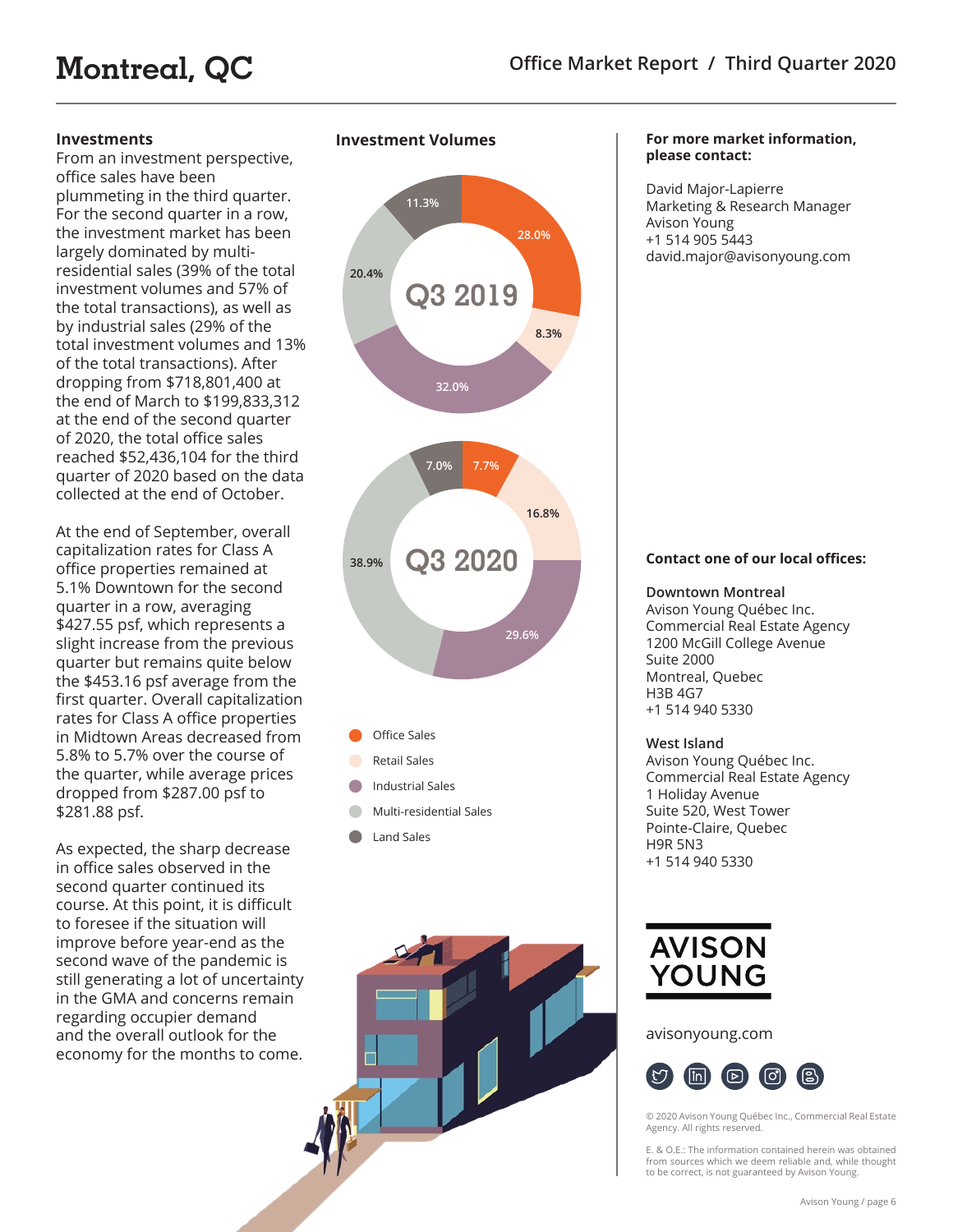# Montreal, QC

## Office Market Report / Third Quarter 2020

### Investments

From an investment perspective, office sales have been plummeting in the third quarter. For the second quarter in a row, the investment market has been largely dominated by multi-residential sales (39% of the total investment volumes and 57% of the total transactions), as well as by industrial sales (29% of the total investment volumes and 13% of the total transactions). After dropping from $718,801,400 at the end of March to $199,833,312 at the end of the second quarter of 2020, the total office sales reached $52,436,104 for the third quarter of 2020 based on the data collected at the end of October.

At the end of September, overall capitalization rates for Class A office properties remained at 5.1% Downtown for the second quarter in a row, averaging $427.55 psf, which represents a slight increase from the previous quarter but remains quite below the $453.16 psf average from the first quarter. Overall capitalization rates for Class A office properties in Midtown Areas decreased from 5.8% to 5.7% over the course of the quarter, while average prices dropped from $287.00 psf to $281.88 psf.

As expected, the sharp decrease in office sales observed in the second quarter continued its course. At this point, it is difficult to foresee if the situation will improve before year-end as the second wave of the pandemic is still generating a lot of uncertainty in the GMA and concerns remain regarding occupier demand and the overall outlook for the economy for the months to come.

### Investment Volumes

Q3 2019

11.3%
28.0%
8.3%
32.0%
20.4%

Q3 2020

7.0%
7.7%
16.8%
29.6%
38.9%

Office Sales
Retail Sales
Industrial Sales
Multi-residential Sales
Land Sales

**For more market information, please contact:**

David Major-Lapierre
Marketing & Research Manager
Avison Young
+1 514 905 5443
david.major@avisonyoung.com

**Contact one of our local offices:**

**Downtown Montreal**
Avison Young Québec Inc.
Commercial Real Estate Agency
1200 McGill College Avenue
Suite 2000
Montreal, Quebec
H3B 4G7
+1 514 940 5330

**West Island**
Avison Young Québec Inc.
Commercial Real Estate Agency
1 Holiday Avenue
Suite 520, West Tower
Pointe-Claire, Quebec
H9R 5N3
+1 514 940 5330

AVISON YOUNG

avisonyoung.com

© 2020 Avison Young Québec Inc., Commercial Real Estate Agency. All rights reserved.

E. & O.E.: The information contained herein was obtained from sources which we deem reliable and, while thought to be correct, is not guaranteed by Avison Young.